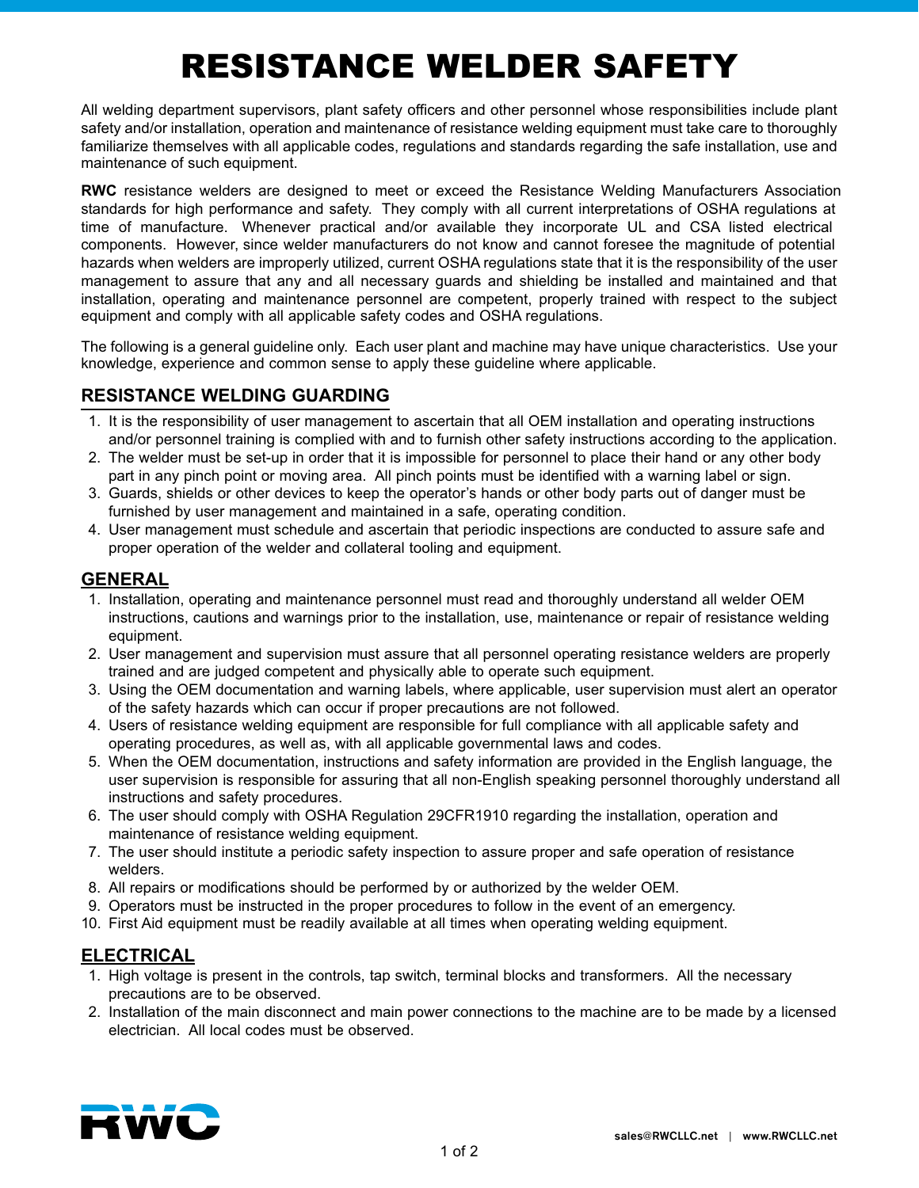# RESISTANCE WELDER SAFETY

All welding department supervisors, plant safety officers and other personnel whose responsibilities include plant safety and/or installation, operation and maintenance of resistance welding equipment must take care to thoroughly familiarize themselves with all applicable codes, regulations and standards regarding the safe installation, use and maintenance of such equipment.

**RWC** resistance welders are designed to meet or exceed the Resistance Welding Manufacturers Association standards for high performance and safety. They comply with all current interpretations of OSHA regulations at time of manufacture. Whenever practical and/or available they incorporate UL and CSA listed electrical components. However, since welder manufacturers do not know and cannot foresee the magnitude of potential hazards when welders are improperly utilized, current OSHA regulations state that it is the responsibility of the user management to assure that any and all necessary guards and shielding be installed and maintained and that installation, operating and maintenance personnel are competent, properly trained with respect to the subject equipment and comply with all applicable safety codes and OSHA regulations.

The following is a general guideline only. Each user plant and machine may have unique characteristics. Use your knowledge, experience and common sense to apply these guideline where applicable.

## RESISTANCE WELDING GUARDING

1. It is the responsibility of user management to ascertain that all OEM installation and operating instructions and/or personnel training is complied with and to furnish other safety instructions according to the application.
2. The welder must be set-up in order that it is impossible for personnel to place their hand or any other body part in any pinch point or moving area. All pinch points must be identified with a warning label or sign.
3. Guards, shields or other devices to keep the operator's hands or other body parts out of danger must be furnished by user management and maintained in a safe, operating condition.
4. User management must schedule and ascertain that periodic inspections are conducted to assure safe and proper operation of the welder and collateral tooling and equipment.

## GENERAL

1. Installation, operating and maintenance personnel must read and thoroughly understand all welder OEM instructions, cautions and warnings prior to the installation, use, maintenance or repair of resistance welding equipment.
2. User management and supervision must assure that all personnel operating resistance welders are properly trained and are judged competent and physically able to operate such equipment.
3. Using the OEM documentation and warning labels, where applicable, user supervision must alert an operator of the safety hazards which can occur if proper precautions are not followed.
4. Users of resistance welding equipment are responsible for full compliance with all applicable safety and operating procedures, as well as, with all applicable governmental laws and codes.
5. When the OEM documentation, instructions and safety information are provided in the English language, the user supervision is responsible for assuring that all non-English speaking personnel thoroughly understand all instructions and safety procedures.
6. The user should comply with OSHA Regulation 29CFR1910 regarding the installation, operation and maintenance of resistance welding equipment.
7. The user should institute a periodic safety inspection to assure proper and safe operation of resistance welders.
8. All repairs or modifications should be performed by or authorized by the welder OEM.
9. Operators must be instructed in the proper procedures to follow in the event of an emergency.
10. First Aid equipment must be readily available at all times when operating welding equipment.

## ELECTRICAL

1. High voltage is present in the controls, tap switch, terminal blocks and transformers. All the necessary precautions are to be observed.
2. Installation of the main disconnect and main power connections to the machine are to be made by a licensed electrician. All local codes must be observed.

RWC

sales@RWCLLC.net | www.RWCLLC.net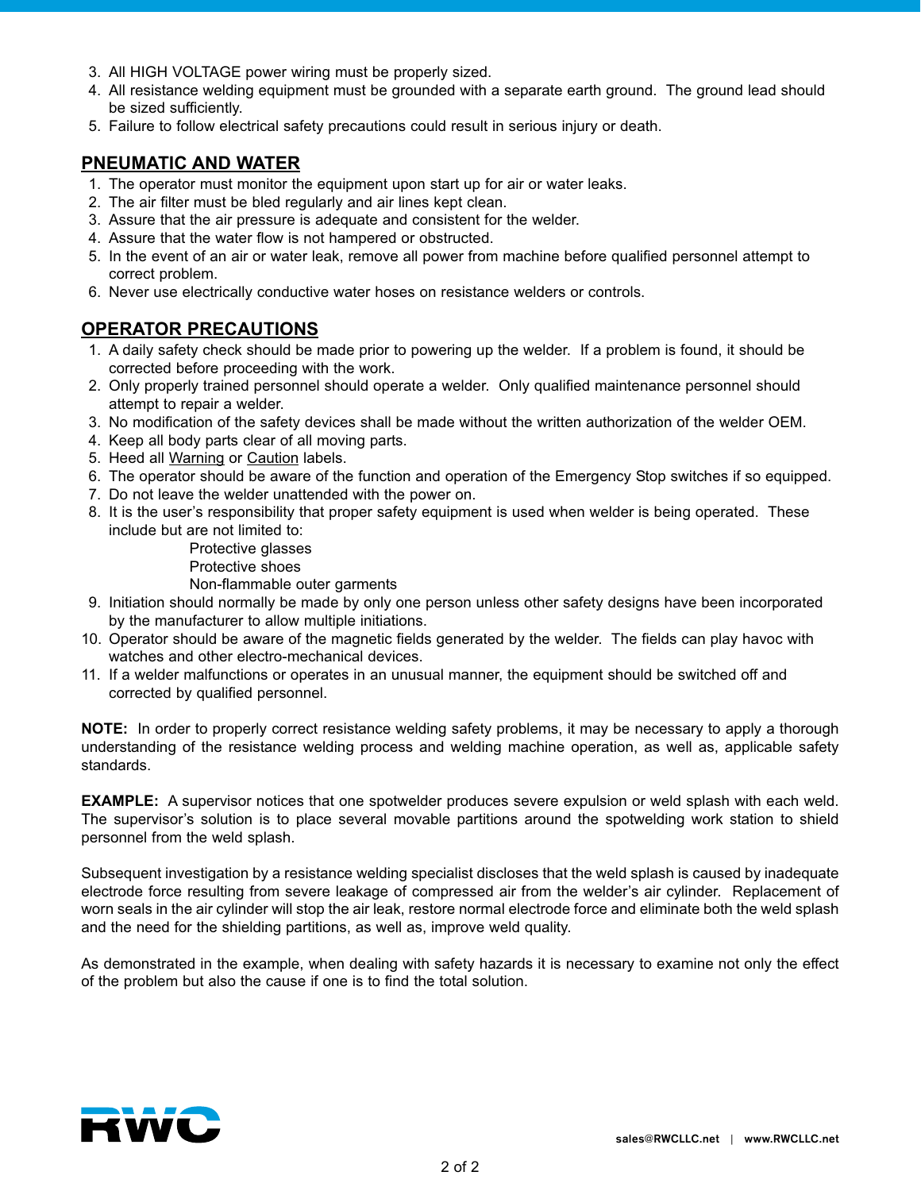3. All HIGH VOLTAGE power wiring must be properly sized.
4. All resistance welding equipment must be grounded with a separate earth ground. The ground lead should be sized sufficiently.
5. Failure to follow electrical safety precautions could result in serious injury or death.

## PNEUMATIC AND WATER

1. The operator must monitor the equipment upon start up for air or water leaks.
2. The air filter must be bled regularly and air lines kept clean.
3. Assure that the air pressure is adequate and consistent for the welder.
4. Assure that the water flow is not hampered or obstructed.
5. In the event of an air or water leak, remove all power from machine before qualified personnel attempt to correct problem.
6. Never use electrically conductive water hoses on resistance welders or controls.

## OPERATOR PRECAUTIONS

1. A daily safety check should be made prior to powering up the welder. If a problem is found, it should be corrected before proceeding with the work.
2. Only properly trained personnel should operate a welder. Only qualified maintenance personnel should attempt to repair a welder.
3. No modification of the safety devices shall be made without the written authorization of the welder OEM.
4. Keep all body parts clear of all moving parts.
5. Heed all Warning or Caution labels.
6. The operator should be aware of the function and operation of the Emergency Stop switches if so equipped.
7. Do not leave the welder unattended with the power on.
8. It is the user's responsibility that proper safety equipment is used when welder is being operated. These include but are not limited to:
   - Protective glasses
   - Protective shoes
   - Non-flammable outer garments
9. Initiation should normally be made by only one person unless other safety designs have been incorporated by the manufacturer to allow multiple initiations.
10. Operator should be aware of the magnetic fields generated by the welder. The fields can play havoc with watches and other electro-mechanical devices.
11. If a welder malfunctions or operates in an unusual manner, the equipment should be switched off and corrected by qualified personnel.

**NOTE:** In order to properly correct resistance welding safety problems, it may be necessary to apply a thorough understanding of the resistance welding process and welding machine operation, as well as, applicable safety standards.

**EXAMPLE:** A supervisor notices that one spotwelder produces severe expulsion or weld splash with each weld. The supervisor's solution is to place several movable partitions around the spotwelding work station to shield personnel from the weld splash.

Subsequent investigation by a resistance welding specialist discloses that the weld splash is caused by inadequate electrode force resulting from severe leakage of compressed air from the welder's air cylinder. Replacement of worn seals in the air cylinder will stop the air leak, restore normal electrode force and eliminate both the weld splash and the need for the shielding partitions, as well as, improve weld quality.

As demonstrated in the example, when dealing with safety hazards it is necessary to examine not only the effect of the problem but also the cause if one is to find the total solution.

RWC

sales@RWCLLC.net | www.RWCLLC.net